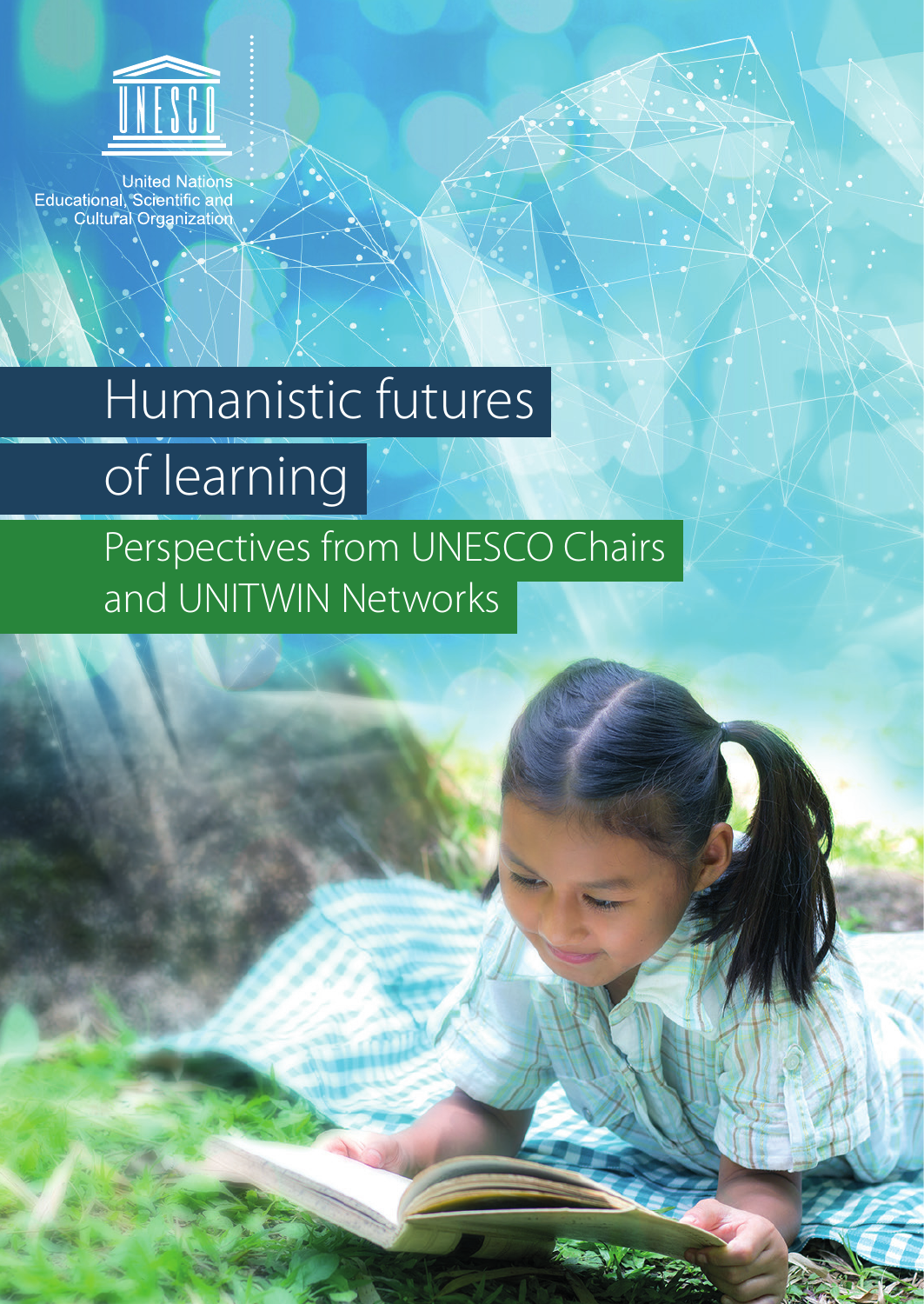UNESCO

United Nations
Educational, Scientific and
Cultural Organization

# Humanistic futures of learning

## Perspectives from UNESCO Chairs and UNITWIN Networks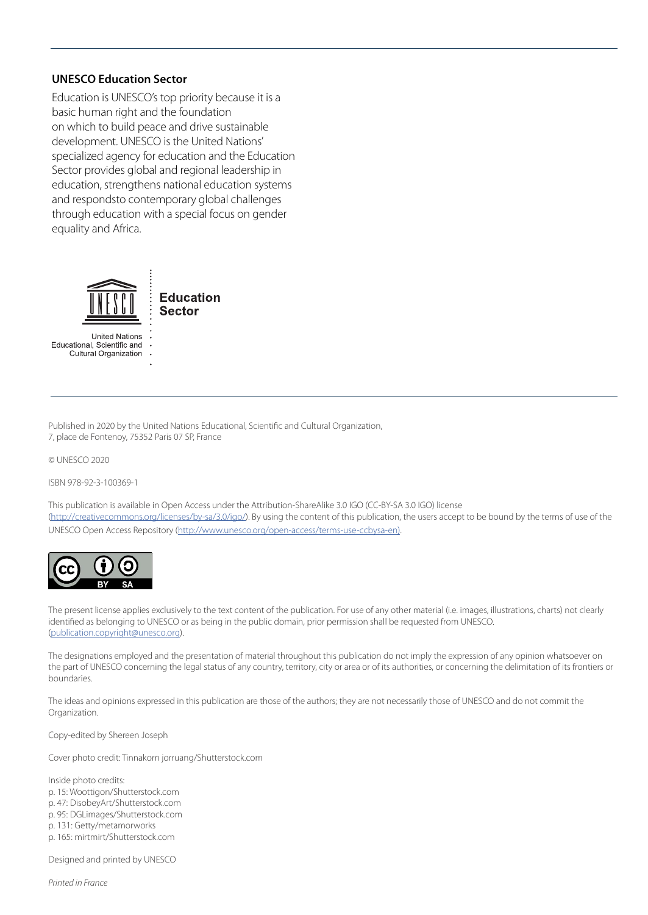**UNESCO Education Sector**

Education is UNESCO's top priority because it is a basic human right and the foundation on which to build peace and drive sustainable development. UNESCO is the United Nations' specialized agency for education and the Education Sector provides global and regional leadership in education, strengthens national education systems and respondsto contemporary global challenges through education with a special focus on gender equality and Africa.

United Nations Educational, Scientific and Cultural Organization

Education Sector

Published in 2020 by the United Nations Educational, Scientific and Cultural Organization, 7, place de Fontenoy, 75352 Paris 07 SP, France

© UNESCO 2020

ISBN 978-92-3-100369-1

This publication is available in Open Access under the Attribution-ShareAlike 3.0 IGO (CC-BY-SA 3.0 IGO) license (http://creativecommons.org/licenses/by-sa/3.0/igo/). By using the content of this publication, the users accept to be bound by the terms of use of the UNESCO Open Access Repository (http://www.unesco.org/open-access/terms-use-ccbysa-en).

The present license applies exclusively to the text content of the publication. For use of any other material (i.e. images, illustrations, charts) not clearly identified as belonging to UNESCO or as being in the public domain, prior permission shall be requested from UNESCO. (publication.copyright@unesco.org).

The designations employed and the presentation of material throughout this publication do not imply the expression of any opinion whatsoever on the part of UNESCO concerning the legal status of any country, territory, city or area or of its authorities, or concerning the delimitation of its frontiers or boundaries.

The ideas and opinions expressed in this publication are those of the authors; they are not necessarily those of UNESCO and do not commit the Organization.

Copy-edited by Shereen Joseph

Cover photo credit: Tinnakorn jorruang/Shutterstock.com

Inside photo credits:
p. 15: Woottigon/Shutterstock.com
p. 47: DisobeyArt/Shutterstock.com
p. 95: DGLimages/Shutterstock.com
p. 131: Getty/metamorworks
p. 165: mirtmirt/Shutterstock.com

Designed and printed by UNESCO

*Printed in France*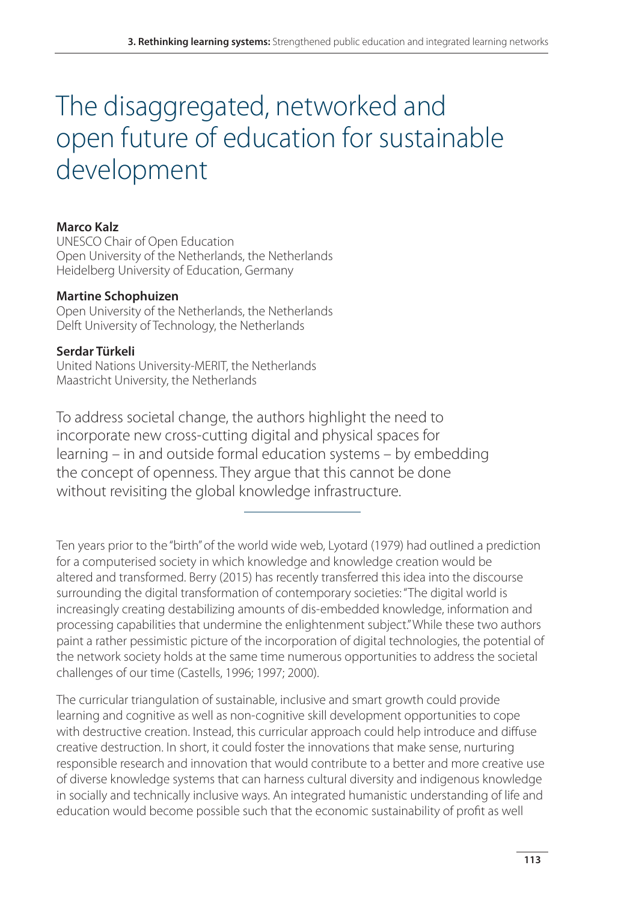# The disaggregated, networked and open future of education for sustainable development

**Marco Kalz**
UNESCO Chair of Open Education
Open University of the Netherlands, the Netherlands
Heidelberg University of Education, Germany

**Martine Schophuizen**
Open University of the Netherlands, the Netherlands
Delft University of Technology, the Netherlands

**Serdar Türkeli**
United Nations University-MERIT, the Netherlands
Maastricht University, the Netherlands

To address societal change, the authors highlight the need to incorporate new cross-cutting digital and physical spaces for learning – in and outside formal education systems – by embedding the concept of openness. They argue that this cannot be done without revisiting the global knowledge infrastructure.

Ten years prior to the "birth" of the world wide web, Lyotard (1979) had outlined a prediction for a computerised society in which knowledge and knowledge creation would be altered and transformed. Berry (2015) has recently transferred this idea into the discourse surrounding the digital transformation of contemporary societies: "The digital world is increasingly creating destabilizing amounts of dis-embedded knowledge, information and processing capabilities that undermine the enlightenment subject." While these two authors paint a rather pessimistic picture of the incorporation of digital technologies, the potential of the network society holds at the same time numerous opportunities to address the societal challenges of our time (Castells, 1996; 1997; 2000).

The curricular triangulation of sustainable, inclusive and smart growth could provide learning and cognitive as well as non-cognitive skill development opportunities to cope with destructive creation. Instead, this curricular approach could help introduce and diffuse creative destruction. In short, it could foster the innovations that make sense, nurturing responsible research and innovation that would contribute to a better and more creative use of diverse knowledge systems that can harness cultural diversity and indigenous knowledge in socially and technically inclusive ways. An integrated humanistic understanding of life and education would become possible such that the economic sustainability of profit as well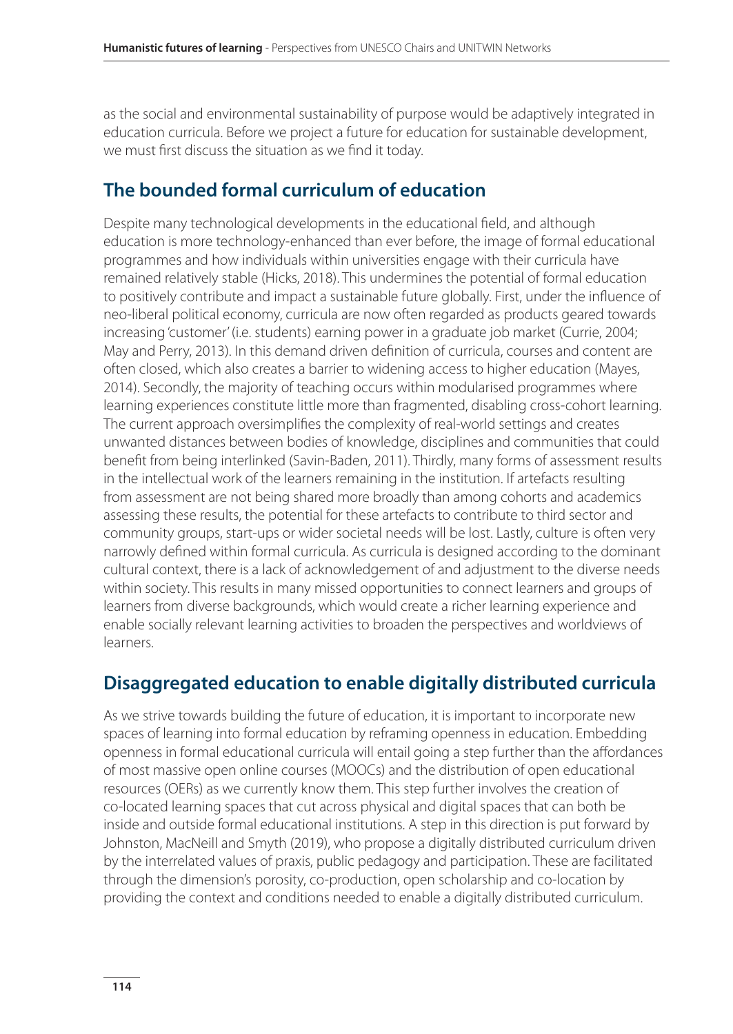as the social and environmental sustainability of purpose would be adaptively integrated in education curricula. Before we project a future for education for sustainable development, we must first discuss the situation as we find it today.

## The bounded formal curriculum of education

Despite many technological developments in the educational field, and although education is more technology-enhanced than ever before, the image of formal educational programmes and how individuals within universities engage with their curricula have remained relatively stable (Hicks, 2018). This undermines the potential of formal education to positively contribute and impact a sustainable future globally. First, under the influence of neo-liberal political economy, curricula are now often regarded as products geared towards increasing 'customer' (i.e. students) earning power in a graduate job market (Currie, 2004; May and Perry, 2013). In this demand driven definition of curricula, courses and content are often closed, which also creates a barrier to widening access to higher education (Mayes, 2014). Secondly, the majority of teaching occurs within modularised programmes where learning experiences constitute little more than fragmented, disabling cross-cohort learning. The current approach oversimplifies the complexity of real-world settings and creates unwanted distances between bodies of knowledge, disciplines and communities that could benefit from being interlinked (Savin-Baden, 2011). Thirdly, many forms of assessment results in the intellectual work of the learners remaining in the institution. If artefacts resulting from assessment are not being shared more broadly than among cohorts and academics assessing these results, the potential for these artefacts to contribute to third sector and community groups, start-ups or wider societal needs will be lost. Lastly, culture is often very narrowly defined within formal curricula. As curricula is designed according to the dominant cultural context, there is a lack of acknowledgement of and adjustment to the diverse needs within society. This results in many missed opportunities to connect learners and groups of learners from diverse backgrounds, which would create a richer learning experience and enable socially relevant learning activities to broaden the perspectives and worldviews of learners.

## Disaggregated education to enable digitally distributed curricula

As we strive towards building the future of education, it is important to incorporate new spaces of learning into formal education by reframing openness in education. Embedding openness in formal educational curricula will entail going a step further than the affordances of most massive open online courses (MOOCs) and the distribution of open educational resources (OERs) as we currently know them. This step further involves the creation of co-located learning spaces that cut across physical and digital spaces that can both be inside and outside formal educational institutions. A step in this direction is put forward by Johnston, MacNeill and Smyth (2019), who propose a digitally distributed curriculum driven by the interrelated values of praxis, public pedagogy and participation. These are facilitated through the dimension's porosity, co-production, open scholarship and co-location by providing the context and conditions needed to enable a digitally distributed curriculum.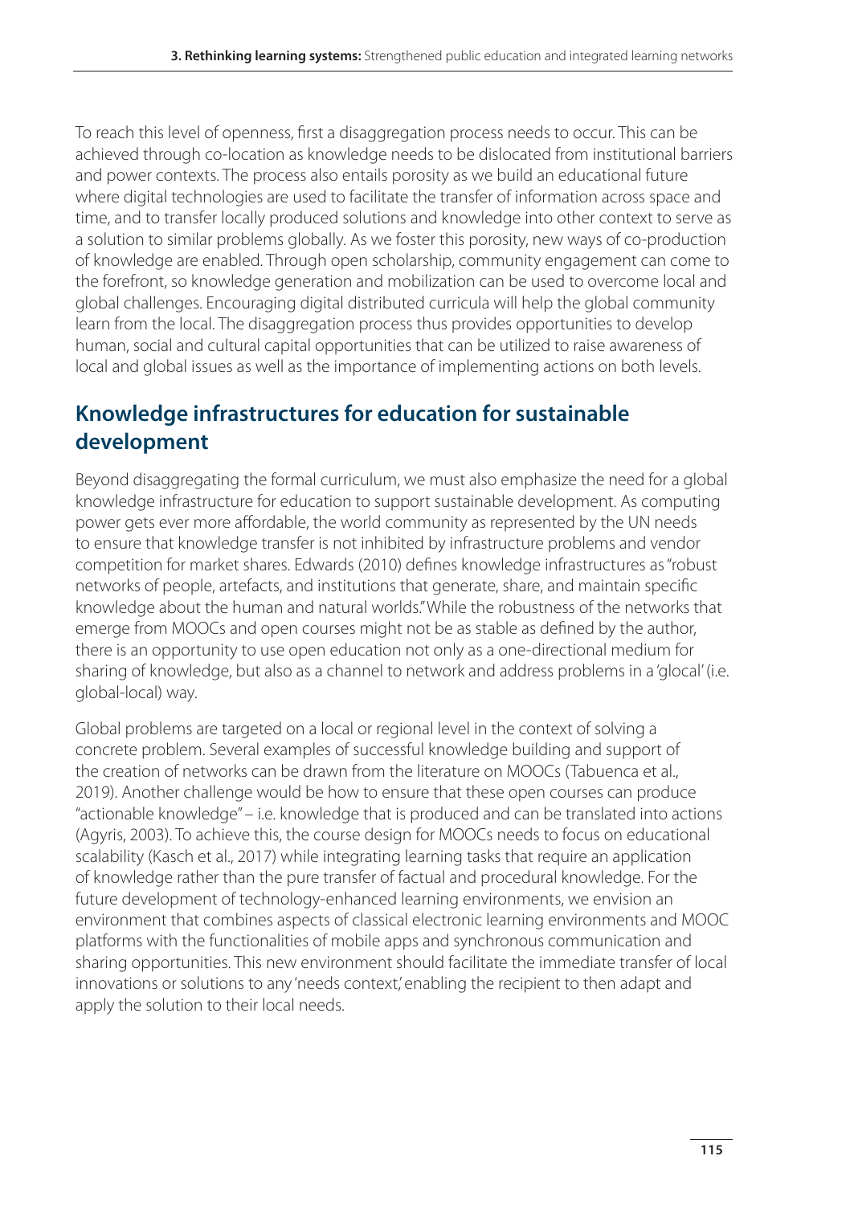To reach this level of openness, first a disaggregation process needs to occur. This can be achieved through co-location as knowledge needs to be dislocated from institutional barriers and power contexts. The process also entails porosity as we build an educational future where digital technologies are used to facilitate the transfer of information across space and time, and to transfer locally produced solutions and knowledge into other context to serve as a solution to similar problems globally. As we foster this porosity, new ways of co-production of knowledge are enabled. Through open scholarship, community engagement can come to the forefront, so knowledge generation and mobilization can be used to overcome local and global challenges. Encouraging digital distributed curricula will help the global community learn from the local. The disaggregation process thus provides opportunities to develop human, social and cultural capital opportunities that can be utilized to raise awareness of local and global issues as well as the importance of implementing actions on both levels.

## Knowledge infrastructures for education for sustainable development

Beyond disaggregating the formal curriculum, we must also emphasize the need for a global knowledge infrastructure for education to support sustainable development. As computing power gets ever more affordable, the world community as represented by the UN needs to ensure that knowledge transfer is not inhibited by infrastructure problems and vendor competition for market shares. Edwards (2010) defines knowledge infrastructures as "robust networks of people, artefacts, and institutions that generate, share, and maintain specific knowledge about the human and natural worlds." While the robustness of the networks that emerge from MOOCs and open courses might not be as stable as defined by the author, there is an opportunity to use open education not only as a one-directional medium for sharing of knowledge, but also as a channel to network and address problems in a 'glocal' (i.e. global-local) way.

Global problems are targeted on a local or regional level in the context of solving a concrete problem. Several examples of successful knowledge building and support of the creation of networks can be drawn from the literature on MOOCs (Tabuenca et al., 2019). Another challenge would be how to ensure that these open courses can produce "actionable knowledge" – i.e. knowledge that is produced and can be translated into actions (Agyris, 2003). To achieve this, the course design for MOOCs needs to focus on educational scalability (Kasch et al., 2017) while integrating learning tasks that require an application of knowledge rather than the pure transfer of factual and procedural knowledge. For the future development of technology-enhanced learning environments, we envision an environment that combines aspects of classical electronic learning environments and MOOC platforms with the functionalities of mobile apps and synchronous communication and sharing opportunities. This new environment should facilitate the immediate transfer of local innovations or solutions to any 'needs context,' enabling the recipient to then adapt and apply the solution to their local needs.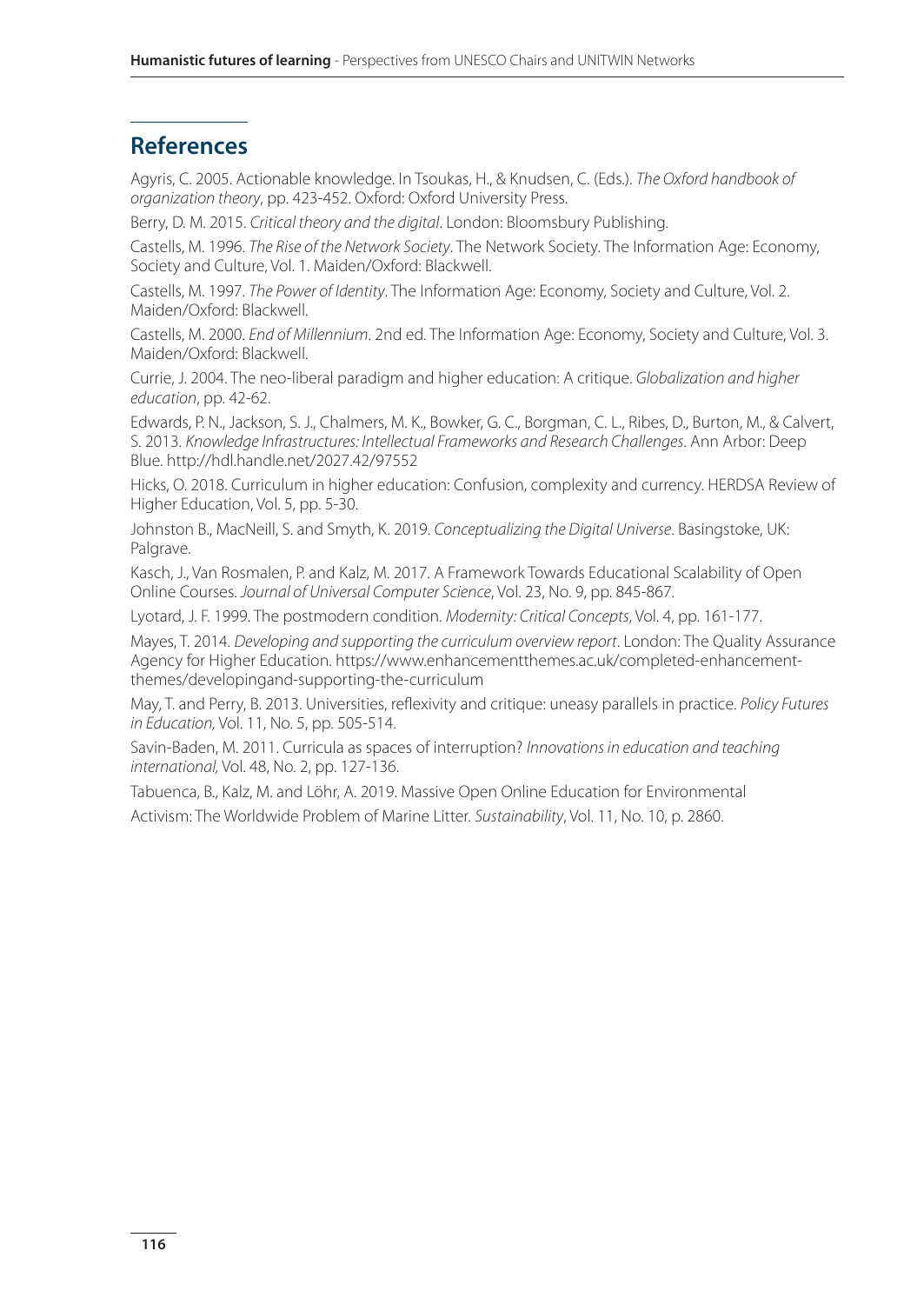## References

Agyris, C. 2005. Actionable knowledge. In Tsoukas, H., & Knudsen, C. (Eds.). *The Oxford handbook of organization theory*, pp. 423-452. Oxford: Oxford University Press.

Berry, D. M. 2015. *Critical theory and the digital*. London: Bloomsbury Publishing.

Castells, M. 1996. *The Rise of the Network Society*. The Network Society. The Information Age: Economy, Society and Culture, Vol. 1. Maiden/Oxford: Blackwell.

Castells, M. 1997. *The Power of Identity*. The Information Age: Economy, Society and Culture, Vol. 2. Maiden/Oxford: Blackwell.

Castells, M. 2000. *End of Millennium*. 2nd ed. The Information Age: Economy, Society and Culture, Vol. 3. Maiden/Oxford: Blackwell.

Currie, J. 2004. The neo-liberal paradigm and higher education: A critique. *Globalization and higher education*, pp. 42-62.

Edwards, P. N., Jackson, S. J., Chalmers, M. K., Bowker, G. C., Borgman, C. L., Ribes, D., Burton, M., & Calvert, S. 2013. *Knowledge Infrastructures: Intellectual Frameworks and Research Challenges*. Ann Arbor: Deep Blue. http://hdl.handle.net/2027.42/97552

Hicks, O. 2018. Curriculum in higher education: Confusion, complexity and currency. HERDSA Review of Higher Education, Vol. 5, pp. 5-30.

Johnston B., MacNeill, S. and Smyth, K. 2019. *Conceptualizing the Digital Universe*. Basingstoke, UK: Palgrave.

Kasch, J., Van Rosmalen, P. and Kalz, M. 2017. A Framework Towards Educational Scalability of Open Online Courses. *Journal of Universal Computer Science*, Vol. 23, No. 9, pp. 845-867.

Lyotard, J. F. 1999. The postmodern condition. *Modernity: Critical Concepts*, Vol. 4, pp. 161-177.

Mayes, T. 2014. *Developing and supporting the curriculum overview report*. London: The Quality Assurance Agency for Higher Education. https://www.enhancementthemes.ac.uk/completed-enhancement-themes/developingand-supporting-the-curriculum

May, T. and Perry, B. 2013. Universities, reflexivity and critique: uneasy parallels in practice. *Policy Futures in Education,* Vol. 11, No. 5, pp. 505-514.

Savin-Baden, M. 2011. Curricula as spaces of interruption? *Innovations in education and teaching international,* Vol. 48, No. 2, pp. 127-136.

Tabuenca, B., Kalz, M. and Löhr, A. 2019. Massive Open Online Education for Environmental Activism: The Worldwide Problem of Marine Litter. *Sustainability*, Vol. 11, No. 10, p. 2860.